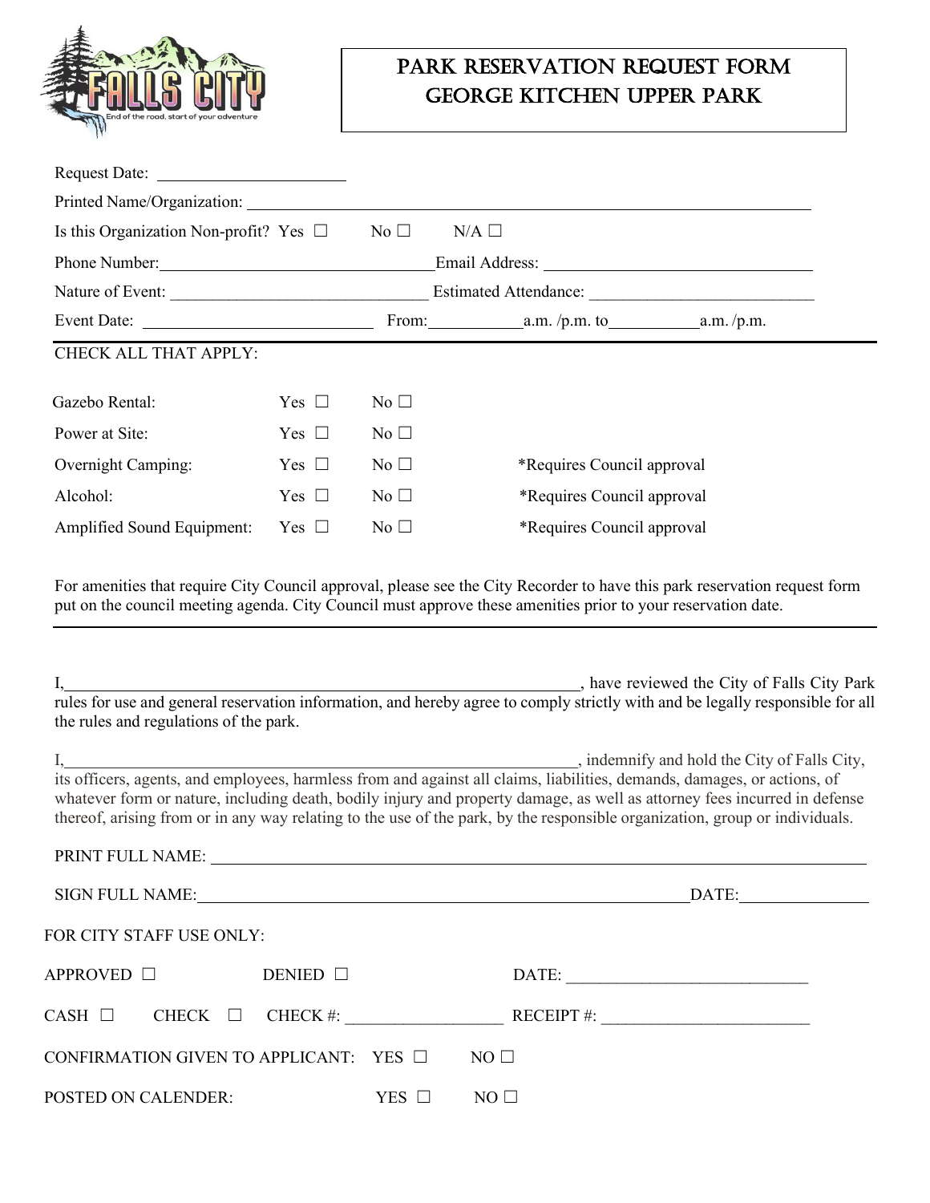# PARK RESERVATION REQUEST FORM
# GEORGE KITCHEN UPPER PARK

Request Date: ______________________

Printed Name/Organization: ________________________________________________

Is this Organization Non-profit? Yes ☐ No ☐ N/A ☐

Phone Number: ______________________________ Email Address: ______________________________

Nature of Event: ______________________________ Estimated Attendance: __________________________

Event Date: __________________________ From: __________ a.m. /p.m. to __________ a.m. /p.m.

CHECK ALL THAT APPLY:

| | | | |
|---|---|---|---|
| Gazebo Rental: | Yes ☐ | No ☐ | |
| Power at Site: | Yes ☐ | No ☐ | |
| Overnight Camping: | Yes ☐ | No ☐ | *Requires Council approval |
| Alcohol: | Yes ☐ | No ☐ | *Requires Council approval |
| Amplified Sound Equipment: | Yes ☐ | No ☐ | *Requires Council approval |

For amenities that require City Council approval, please see the City Recorder to have this park reservation request form put on the council meeting agenda. City Council must approve these amenities prior to your reservation date.

I, ______________________________________________________________, have reviewed the City of Falls City Park rules for use and general reservation information, and hereby agree to comply strictly with and be legally responsible for all the rules and regulations of the park.

I, ______________________________________________________________, indemnify and hold the City of Falls City, its officers, agents, and employees, harmless from and against all claims, liabilities, demands, damages, or actions, of whatever form or nature, including death, bodily injury and property damage, as well as attorney fees incurred in defense thereof, arising from or in any way relating to the use of the park, by the responsible organization, group or individuals.

PRINT FULL NAME: ______________________________________________________________

SIGN FULL NAME: ______________________________________________________ DATE: ______________

FOR CITY STAFF USE ONLY:

APPROVED ☐ DENIED ☐ DATE: ____________________________

CASH ☐ CHECK ☐ CHECK #: __________________ RECEIPT #: ________________________

CONFIRMATION GIVEN TO APPLICANT: YES ☐ NO ☐

POSTED ON CALENDER: YES ☐ NO ☐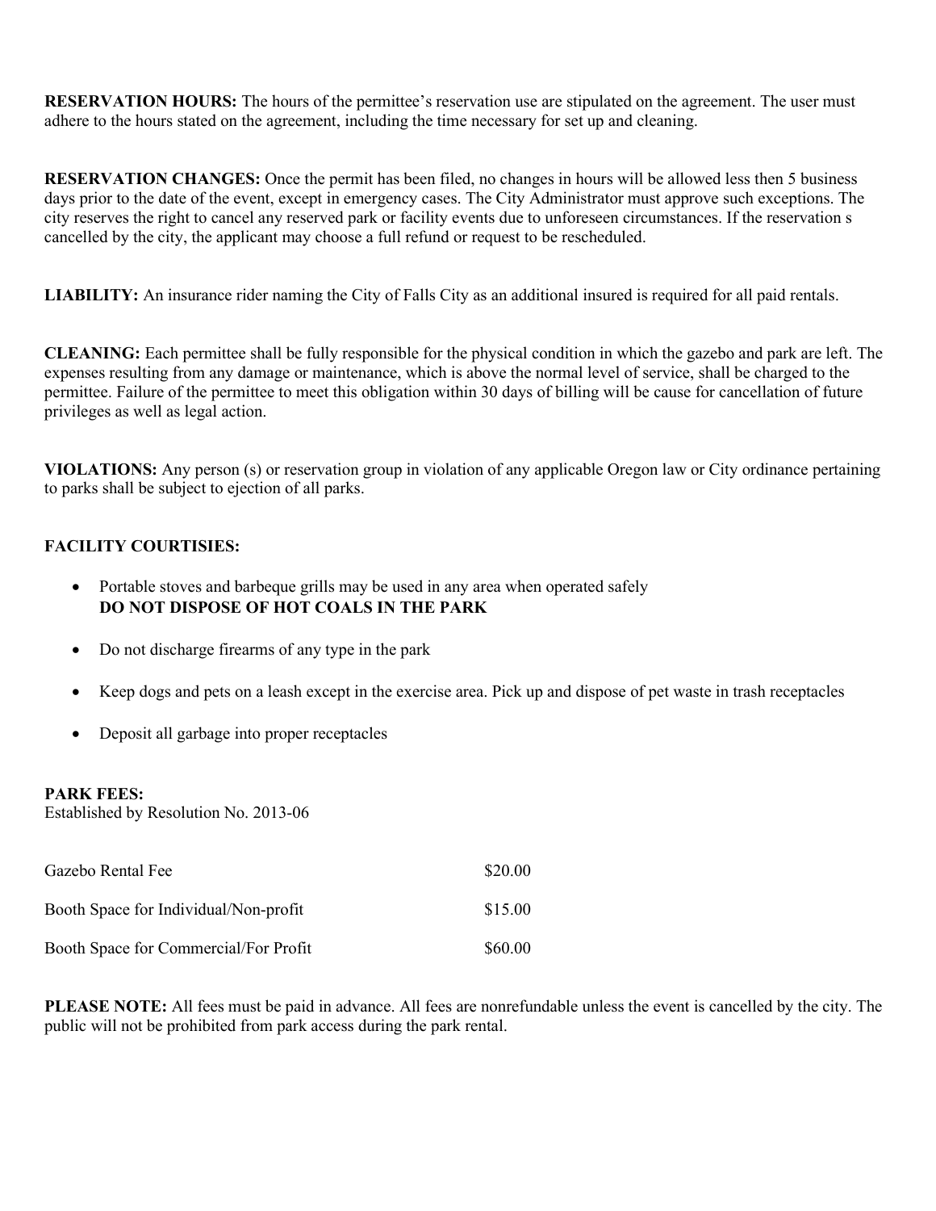**RESERVATION HOURS:** The hours of the permittee's reservation use are stipulated on the agreement. The user must adhere to the hours stated on the agreement, including the time necessary for set up and cleaning.

**RESERVATION CHANGES:** Once the permit has been filed, no changes in hours will be allowed less then 5 business days prior to the date of the event, except in emergency cases. The City Administrator must approve such exceptions. The city reserves the right to cancel any reserved park or facility events due to unforeseen circumstances. If the reservation s cancelled by the city, the applicant may choose a full refund or request to be rescheduled.

**LIABILITY:** An insurance rider naming the City of Falls City as an additional insured is required for all paid rentals.

**CLEANING:** Each permittee shall be fully responsible for the physical condition in which the gazebo and park are left. The expenses resulting from any damage or maintenance, which is above the normal level of service, shall be charged to the permittee. Failure of the permittee to meet this obligation within 30 days of billing will be cause for cancellation of future privileges as well as legal action.

**VIOLATIONS:** Any person (s) or reservation group in violation of any applicable Oregon law or City ordinance pertaining to parks shall be subject to ejection of all parks.

**FACILITY COURTISIES:**

- Portable stoves and barbeque grills may be used in any area when operated safely
  **DO NOT DISPOSE OF HOT COALS IN THE PARK**
- Do not discharge firearms of any type in the park
- Keep dogs and pets on a leash except in the exercise area. Pick up and dispose of pet waste in trash receptacles
- Deposit all garbage into proper receptacles

**PARK FEES:**
Established by Resolution No. 2013-06

| | |
|---|---|
| Gazebo Rental Fee | $20.00 |
| Booth Space for Individual/Non-profit | $15.00 |
| Booth Space for Commercial/For Profit | $60.00 |

**PLEASE NOTE:** All fees must be paid in advance. All fees are nonrefundable unless the event is cancelled by the city. The public will not be prohibited from park access during the park rental.